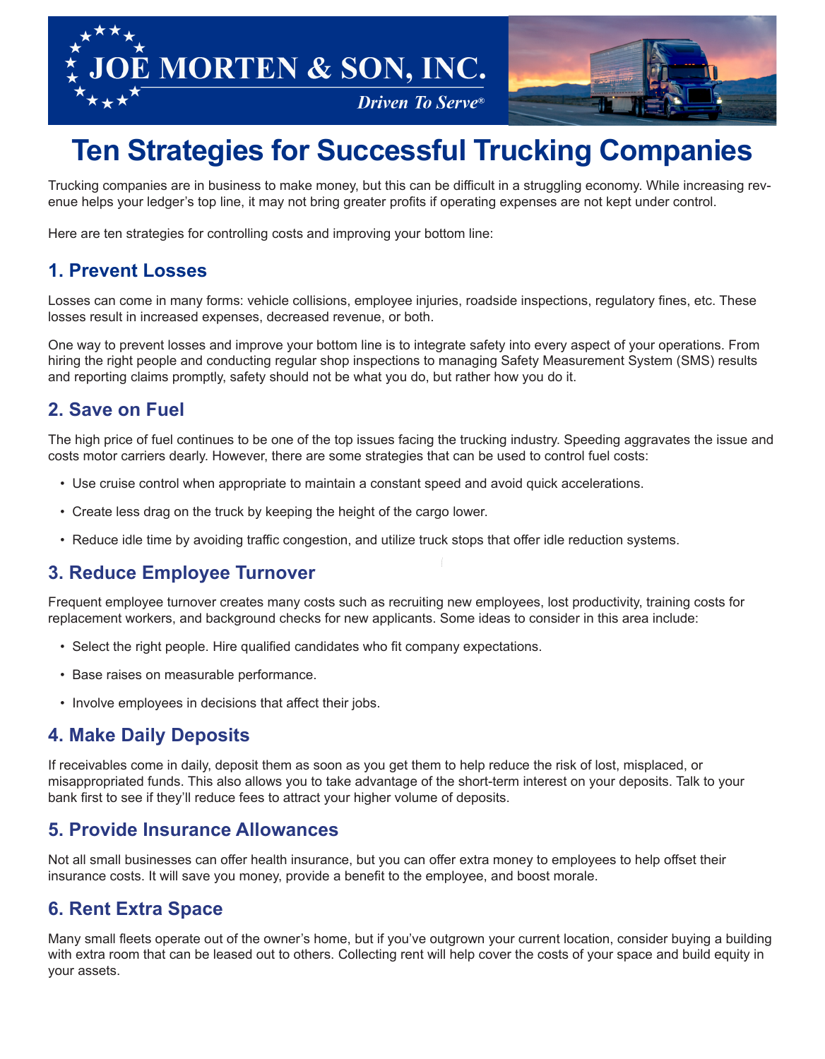# JOE MORTEN & SON, INC.

*Driven To Serve®*

# Ten Strategies for Successful Trucking Companies

Trucking companies are in business to make money, but this can be difficult in a struggling economy. While increasing revenue helps your ledger's top line, it may not bring greater profits if operating expenses are not kept under control.

Here are ten strategies for controlling costs and improving your bottom line:

## 1. Prevent Losses

Losses can come in many forms: vehicle collisions, employee injuries, roadside inspections, regulatory fines, etc. These losses result in increased expenses, decreased revenue, or both.

One way to prevent losses and improve your bottom line is to integrate safety into every aspect of your operations. From hiring the right people and conducting regular shop inspections to managing Safety Measurement System (SMS) results and reporting claims promptly, safety should not be what you do, but rather how you do it.

## 2. Save on Fuel

The high price of fuel continues to be one of the top issues facing the trucking industry. Speeding aggravates the issue and costs motor carriers dearly. However, there are some strategies that can be used to control fuel costs:

- Use cruise control when appropriate to maintain a constant speed and avoid quick accelerations.
- Create less drag on the truck by keeping the height of the cargo lower.
- Reduce idle time by avoiding traffic congestion, and utilize truck stops that offer idle reduction systems.

## 3. Reduce Employee Turnover

Frequent employee turnover creates many costs such as recruiting new employees, lost productivity, training costs for replacement workers, and background checks for new applicants. Some ideas to consider in this area include:

- Select the right people. Hire qualified candidates who fit company expectations.
- Base raises on measurable performance.
- Involve employees in decisions that affect their jobs.

## 4. Make Daily Deposits

If receivables come in daily, deposit them as soon as you get them to help reduce the risk of lost, misplaced, or misappropriated funds. This also allows you to take advantage of the short-term interest on your deposits. Talk to your bank first to see if they'll reduce fees to attract your higher volume of deposits.

## 5. Provide Insurance Allowances

Not all small businesses can offer health insurance, but you can offer extra money to employees to help offset their insurance costs. It will save you money, provide a benefit to the employee, and boost morale.

## 6. Rent Extra Space

Many small fleets operate out of the owner's home, but if you've outgrown your current location, consider buying a building with extra room that can be leased out to others. Collecting rent will help cover the costs of your space and build equity in your assets.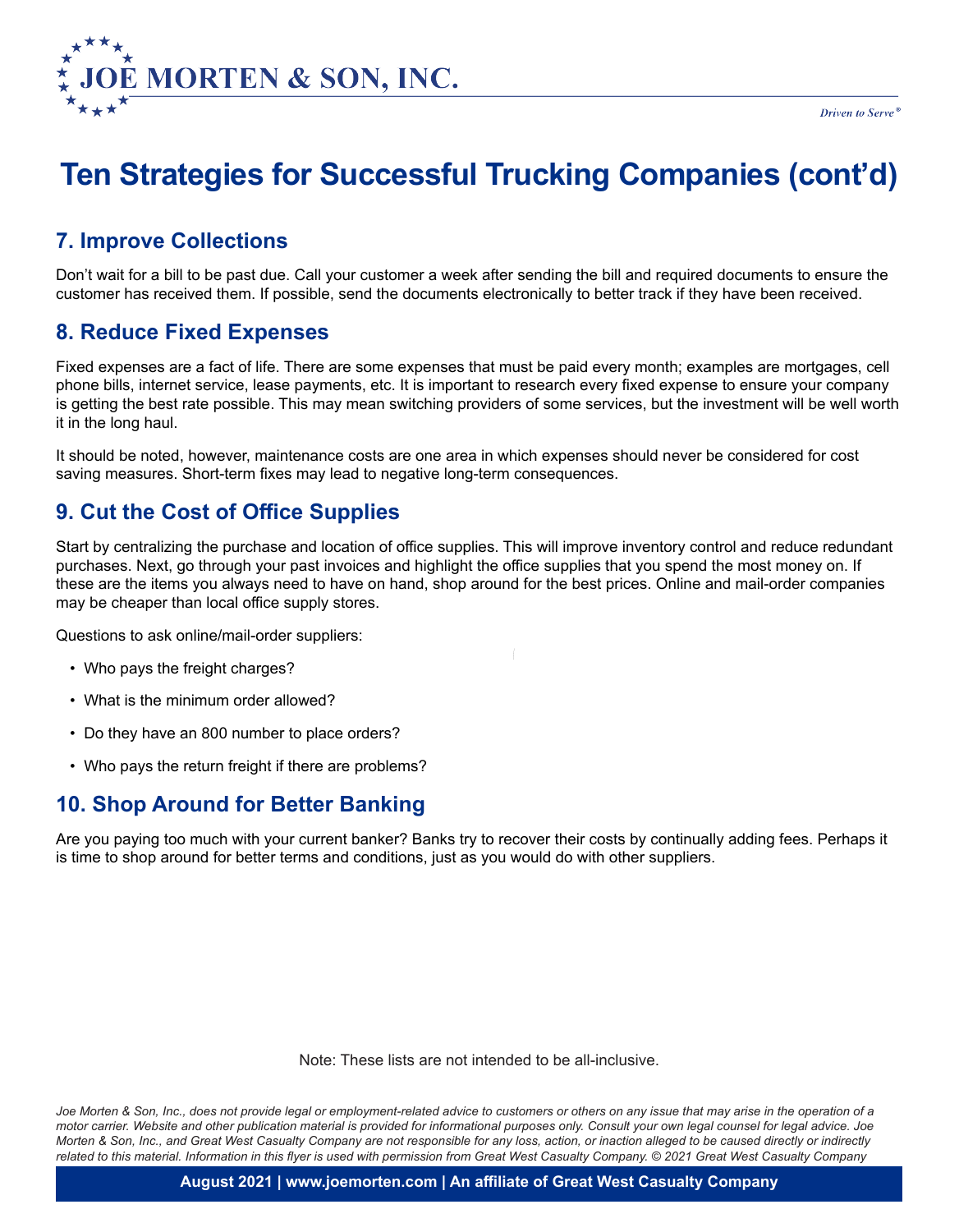# Ten Strategies for Successful Trucking Companies (cont'd)

## 7. Improve Collections

Don't wait for a bill to be past due. Call your customer a week after sending the bill and required documents to ensure the customer has received them. If possible, send the documents electronically to better track if they have been received.

## 8. Reduce Fixed Expenses

Fixed expenses are a fact of life. There are some expenses that must be paid every month; examples are mortgages, cell phone bills, internet service, lease payments, etc. It is important to research every fixed expense to ensure your company is getting the best rate possible. This may mean switching providers of some services, but the investment will be well worth it in the long haul.

It should be noted, however, maintenance costs are one area in which expenses should never be considered for cost saving measures. Short-term fixes may lead to negative long-term consequences.

## 9. Cut the Cost of Office Supplies

Start by centralizing the purchase and location of office supplies. This will improve inventory control and reduce redundant purchases. Next, go through your past invoices and highlight the office supplies that you spend the most money on. If these are the items you always need to have on hand, shop around for the best prices. Online and mail-order companies may be cheaper than local office supply stores.

Questions to ask online/mail-order suppliers:

- Who pays the freight charges?
- What is the minimum order allowed?
- Do they have an 800 number to place orders?
- Who pays the return freight if there are problems?

## 10. Shop Around for Better Banking

Are you paying too much with your current banker? Banks try to recover their costs by continually adding fees. Perhaps it is time to shop around for better terms and conditions, just as you would do with other suppliers.

Note: These lists are not intended to be all-inclusive.

*Joe Morten & Son, Inc., does not provide legal or employment-related advice to customers or others on any issue that may arise in the operation of a motor carrier. Website and other publication material is provided for informational purposes only. Consult your own legal counsel for legal advice. Joe Morten & Son, Inc., and Great West Casualty Company are not responsible for any loss, action, or inaction alleged to be caused directly or indirectly related to this material. Information in this flyer is used with permission from Great West Casualty Company. © 2021 Great West Casualty Company*

**August 2021 | www.joemorten.com | An affiliate of Great West Casualty Company**